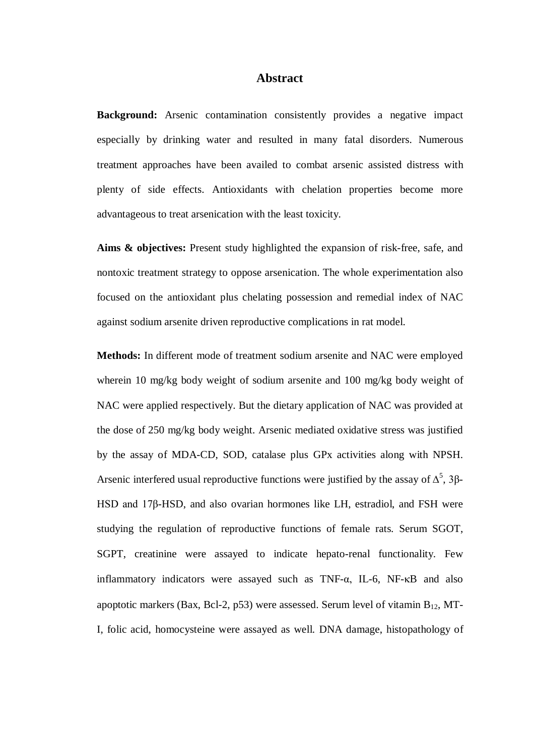## Abstract

**Background:** Arsenic contamination consistently provides a negative impact especially by drinking water and resulted in many fatal disorders. Numerous treatment approaches have been availed to combat arsenic assisted distress with plenty of side effects. Antioxidants with chelation properties become more advantageous to treat arsenication with the least toxicity.

**Aims & objectives:** Present study highlighted the expansion of risk-free, safe, and nontoxic treatment strategy to oppose arsenication. The whole experimentation also focused on the antioxidant plus chelating possession and remedial index of NAC against sodium arsenite driven reproductive complications in rat model.

**Methods:** In different mode of treatment sodium arsenite and NAC were employed wherein 10 mg/kg body weight of sodium arsenite and 100 mg/kg body weight of NAC were applied respectively. But the dietary application of NAC was provided at the dose of 250 mg/kg body weight. Arsenic mediated oxidative stress was justified by the assay of MDA-CD, SOD, catalase plus GPx activities along with NPSH. Arsenic interfered usual reproductive functions were justified by the assay of $\Delta^5$, 3β-HSD and 17β-HSD, and also ovarian hormones like LH, estradiol, and FSH were studying the regulation of reproductive functions of female rats. Serum SGOT, SGPT, creatinine were assayed to indicate hepato-renal functionality. Few inflammatory indicators were assayed such as TNF-α, IL-6, NF-κB and also apoptotic markers (Bax, Bcl-2, p53) were assessed. Serum level of vitamin $B_{12}$, MT-I, folic acid, homocysteine were assayed as well. DNA damage, histopathology of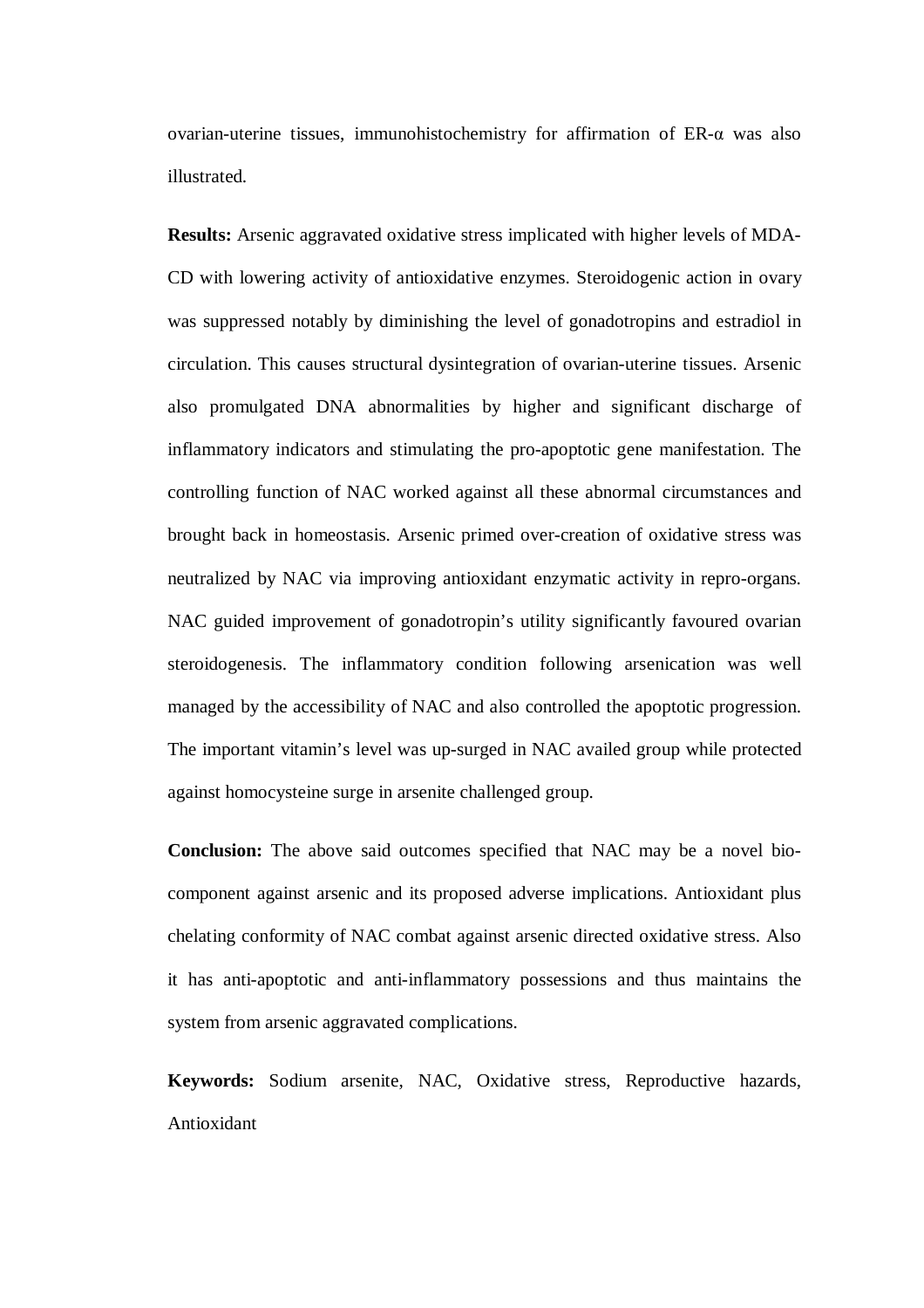ovarian-uterine tissues, immunohistochemistry for affirmation of ER-α was also illustrated.

**Results:** Arsenic aggravated oxidative stress implicated with higher levels of MDA-CD with lowering activity of antioxidative enzymes. Steroidogenic action in ovary was suppressed notably by diminishing the level of gonadotropins and estradiol in circulation. This causes structural dysintegration of ovarian-uterine tissues. Arsenic also promulgated DNA abnormalities by higher and significant discharge of inflammatory indicators and stimulating the pro-apoptotic gene manifestation. The controlling function of NAC worked against all these abnormal circumstances and brought back in homeostasis. Arsenic primed over-creation of oxidative stress was neutralized by NAC via improving antioxidant enzymatic activity in repro-organs. NAC guided improvement of gonadotropin's utility significantly favoured ovarian steroidogenesis. The inflammatory condition following arsenication was well managed by the accessibility of NAC and also controlled the apoptotic progression. The important vitamin's level was up-surged in NAC availed group while protected against homocysteine surge in arsenite challenged group.

**Conclusion:** The above said outcomes specified that NAC may be a novel bio-component against arsenic and its proposed adverse implications. Antioxidant plus chelating conformity of NAC combat against arsenic directed oxidative stress. Also it has anti-apoptotic and anti-inflammatory possessions and thus maintains the system from arsenic aggravated complications.

**Keywords:** Sodium arsenite, NAC, Oxidative stress, Reproductive hazards, Antioxidant